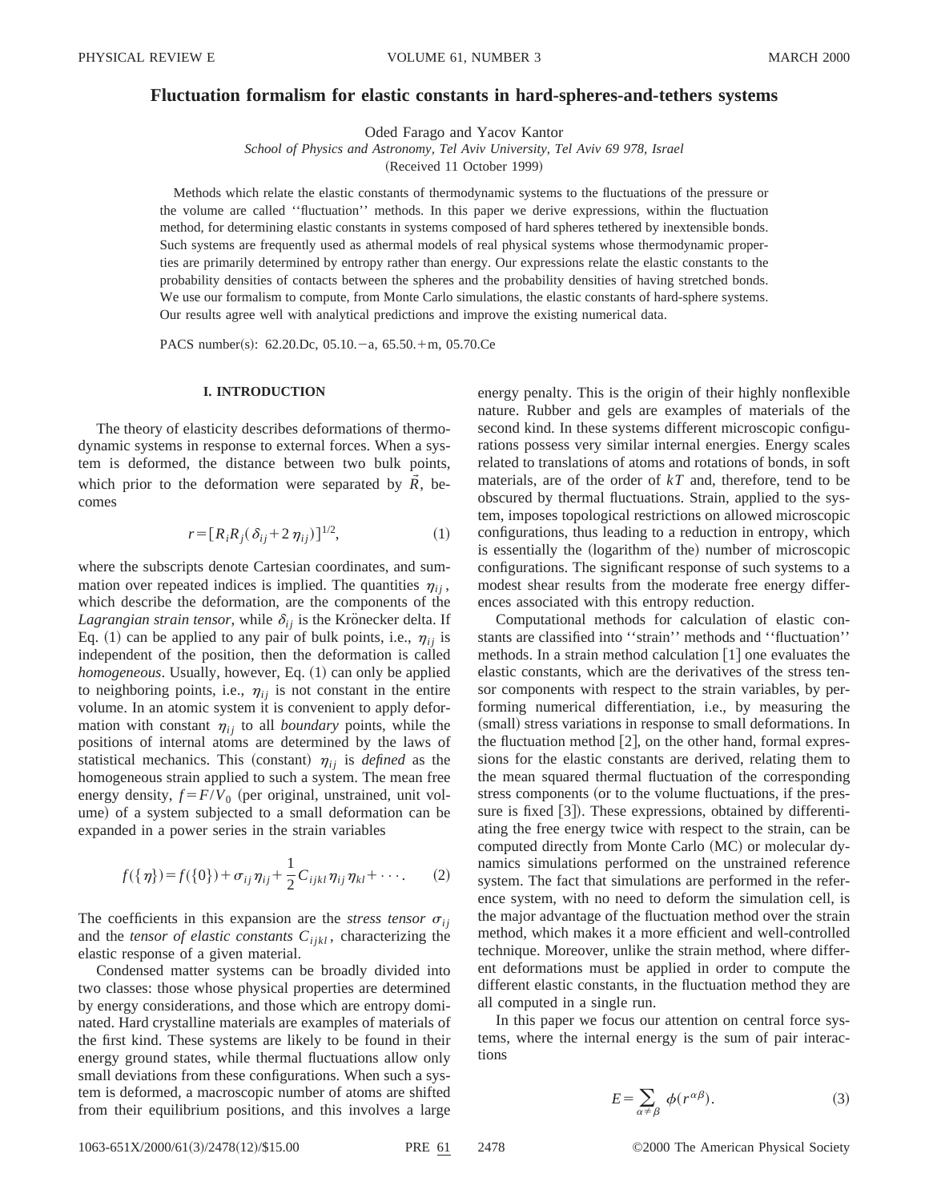# Fluctuation formalism for elastic constants in hard-spheres-and-tethers systems

Oded Farago and Yacov Kantor

*School of Physics and Astronomy, Tel Aviv University, Tel Aviv 69 978, Israel*

(Received 11 October 1999)

Methods which relate the elastic constants of thermodynamic systems to the fluctuations of the pressure or the volume are called ''fluctuation'' methods. In this paper we derive expressions, within the fluctuation method, for determining elastic constants in systems composed of hard spheres tethered by inextensible bonds. Such systems are frequently used as athermal models of real physical systems whose thermodynamic properties are primarily determined by entropy rather than energy. Our expressions relate the elastic constants to the probability densities of contacts between the spheres and the probability densities of having stretched bonds. We use our formalism to compute, from Monte Carlo simulations, the elastic constants of hard-sphere systems. Our results agree well with analytical predictions and improve the existing numerical data.

PACS number(s): 62.20.Dc, 05.10.−a, 65.50.+m, 05.70.Ce

## I. INTRODUCTION

The theory of elasticity describes deformations of thermodynamic systems in response to external forces. When a system is deformed, the distance between two bulk points, which prior to the deformation were separated by $\vec{R}$, becomes

$$r=[R_iR_j(\delta_{ij}+2\eta_{ij})]^{1/2}, \tag{1}$$

where the subscripts denote Cartesian coordinates, and summation over repeated indices is implied. The quantities $\eta_{ij}$, which describe the deformation, are the components of the *Lagrangian strain tensor*, while $\delta_{ij}$ is the Krönecker delta. If Eq. (1) can be applied to any pair of bulk points, i.e., $\eta_{ij}$ is independent of the position, then the deformation is called *homogeneous*. Usually, however, Eq. (1) can only be applied to neighboring points, i.e., $\eta_{ij}$ is not constant in the entire volume. In an atomic system it is convenient to apply deformation with constant $\eta_{ij}$ to all *boundary* points, while the positions of internal atoms are determined by the laws of statistical mechanics. This (constant) $\eta_{ij}$ is *defined* as the homogeneous strain applied to such a system. The mean free energy density, $f=F/V_0$ (per original, unstrained, unit volume) of a system subjected to a small deformation can be expanded in a power series in the strain variables

$$f(\{\eta\})=f(\{0\})+\sigma_{ij}\eta_{ij}+\frac{1}{2}C_{ijkl}\eta_{ij}\eta_{kl}+\cdots. \tag{2}$$

The coefficients in this expansion are the *stress tensor* $\sigma_{ij}$ and the *tensor of elastic constants* $C_{ijkl}$, characterizing the elastic response of a given material.

Condensed matter systems can be broadly divided into two classes: those whose physical properties are determined by energy considerations, and those which are entropy dominated. Hard crystalline materials are examples of materials of the first kind. These systems are likely to be found in their energy ground states, while thermal fluctuations allow only small deviations from these configurations. When such a system is deformed, a macroscopic number of atoms are shifted from their equilibrium positions, and this involves a large energy penalty. This is the origin of their highly nonflexible nature. Rubber and gels are examples of materials of the second kind. In these systems different microscopic configurations possess very similar internal energies. Energy scales related to translations of atoms and rotations of bonds, in soft materials, are of the order of $kT$ and, therefore, tend to be obscured by thermal fluctuations. Strain, applied to the system, imposes topological restrictions on allowed microscopic configurations, thus leading to a reduction in entropy, which is essentially the (logarithm of the) number of microscopic configurations. The significant response of such systems to a modest shear results from the moderate free energy differences associated with this entropy reduction.

Computational methods for calculation of elastic constants are classified into ''strain'' methods and ''fluctuation'' methods. In a strain method calculation [1] one evaluates the elastic constants, which are the derivatives of the stress tensor components with respect to the strain variables, by performing numerical differentiation, i.e., by measuring the (small) stress variations in response to small deformations. In the fluctuation method [2], on the other hand, formal expressions for the elastic constants are derived, relating them to the mean squared thermal fluctuation of the corresponding stress components (or to the volume fluctuations, if the pressure is fixed [3]). These expressions, obtained by differentiating the free energy twice with respect to the strain, can be computed directly from Monte Carlo (MC) or molecular dynamics simulations performed on the unstrained reference system. The fact that simulations are performed in the reference system, with no need to deform the simulation cell, is the major advantage of the fluctuation method over the strain method, which makes it a more efficient and well-controlled technique. Moreover, unlike the strain method, where different deformations must be applied in order to compute the different elastic constants, in the fluctuation method they are all computed in a single run.

In this paper we focus our attention on central force systems, where the internal energy is the sum of pair interactions

$$E=\sum_{\alpha\neq\beta}\phi(r^{\alpha\beta}). \tag{3}$$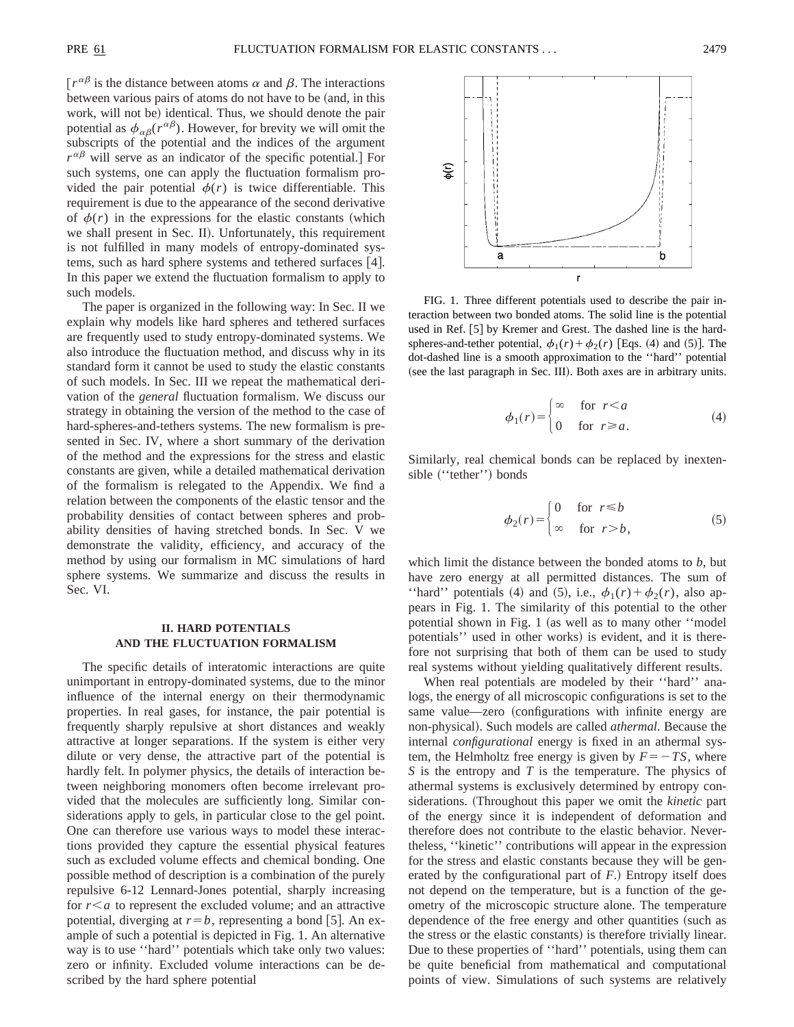[$r^{\alpha\beta}$ is the distance between atoms $\alpha$ and $\beta$. The interactions between various pairs of atoms do not have to be (and, in this work, will not be) identical. Thus, we should denote the pair potential as $\phi_{\alpha\beta}(r^{\alpha\beta})$. However, for brevity we will omit the subscripts of the potential and the indices of the argument $r^{\alpha\beta}$ will serve as an indicator of the specific potential.] For such systems, one can apply the fluctuation formalism provided the pair potential $\phi(r)$ is twice differentiable. This requirement is due to the appearance of the second derivative of $\phi(r)$ in the expressions for the elastic constants (which we shall present in Sec. II). Unfortunately, this requirement is not fulfilled in many models of entropy-dominated systems, such as hard sphere systems and tethered surfaces [4]. In this paper we extend the fluctuation formalism to apply to such models.

The paper is organized in the following way: In Sec. II we explain why models like hard spheres and tethered surfaces are frequently used to study entropy-dominated systems. We also introduce the fluctuation method, and discuss why in its standard form it cannot be used to study the elastic constants of such models. In Sec. III we repeat the mathematical derivation of the *general* fluctuation formalism. We discuss our strategy in obtaining the version of the method to the case of hard-spheres-and-tethers systems. The new formalism is presented in Sec. IV, where a short summary of the derivation of the method and the expressions for the stress and elastic constants are given, while a detailed mathematical derivation of the formalism is relegated to the Appendix. We find a relation between the components of the elastic tensor and the probability densities of contact between spheres and probability densities of having stretched bonds. In Sec. V we demonstrate the validity, efficiency, and accuracy of the method by using our formalism in MC simulations of hard sphere systems. We summarize and discuss the results in Sec. VI.

## II. HARD POTENTIALS AND THE FLUCTUATION FORMALISM

The specific details of interatomic interactions are quite unimportant in entropy-dominated systems, due to the minor influence of the internal energy on their thermodynamic properties. In real gases, for instance, the pair potential is frequently sharply repulsive at short distances and weakly attractive at longer separations. If the system is either very dilute or very dense, the attractive part of the potential is hardly felt. In polymer physics, the details of interaction between neighboring monomers often become irrelevant provided that the molecules are sufficiently long. Similar considerations apply to gels, in particular close to the gel point. One can therefore use various ways to model these interactions provided they capture the essential physical features such as excluded volume effects and chemical bonding. One possible method of description is a combination of the purely repulsive 6-12 Lennard-Jones potential, sharply increasing for $r<a$ to represent the excluded volume; and an attractive potential, diverging at $r=b$, representing a bond [5]. An example of such a potential is depicted in Fig. 1. An alternative way is to use ''hard'' potentials which take only two values: zero or infinity. Excluded volume interactions can be described by the hard sphere potential

$\phi(r)$

a

b

r

FIG. 1. Three different potentials used to describe the pair interaction between two bonded atoms. The solid line is the potential used in Ref. [5] by Kremer and Grest. The dashed line is the hard-spheres-and-tether potential, $\phi_1(r)+\phi_2(r)$ [Eqs. (4) and (5)]. The dot-dashed line is a smooth approximation to the ''hard'' potential (see the last paragraph in Sec. III). Both axes are in arbitrary units.

$$\phi_1(r)=\begin{cases}\infty & \text{for } r<a\\ 0 & \text{for } r\geq a.\end{cases} \tag{4}$$

Similarly, real chemical bonds can be replaced by inextensible (''tether'') bonds

$$\phi_2(r)=\begin{cases}0 & \text{for } r\leq b\\ \infty & \text{for } r>b,\end{cases} \tag{5}$$

which limit the distance between the bonded atoms to $b$, but have zero energy at all permitted distances. The sum of ''hard'' potentials (4) and (5), i.e., $\phi_1(r)+\phi_2(r)$, also appears in Fig. 1. The similarity of this potential to the other potential shown in Fig. 1 (as well as to many other ''model potentials'' used in other works) is evident, and it is therefore not surprising that both of them can be used to study real systems without yielding qualitatively different results.

When real potentials are modeled by their ''hard'' analogs, the energy of all microscopic configurations is set to the same value—zero (configurations with infinite energy are non-physical). Such models are called *athermal*. Because the internal *configurational* energy is fixed in an athermal system, the Helmholtz free energy is given by $F=-TS$, where $S$ is the entropy and $T$ is the temperature. The physics of athermal systems is exclusively determined by entropy considerations. (Throughout this paper we omit the *kinetic* part of the energy since it is independent of deformation and therefore does not contribute to the elastic behavior. Nevertheless, ''kinetic'' contributions will appear in the expression for the stress and elastic constants because they will be generated by the configurational part of $F$.) Entropy itself does not depend on the temperature, but is a function of the geometry of the microscopic structure alone. The temperature dependence of the free energy and other quantities (such as the stress or the elastic constants) is therefore trivially linear. Due to these properties of ''hard'' potentials, using them can be quite beneficial from mathematical and computational points of view. Simulations of such systems are relatively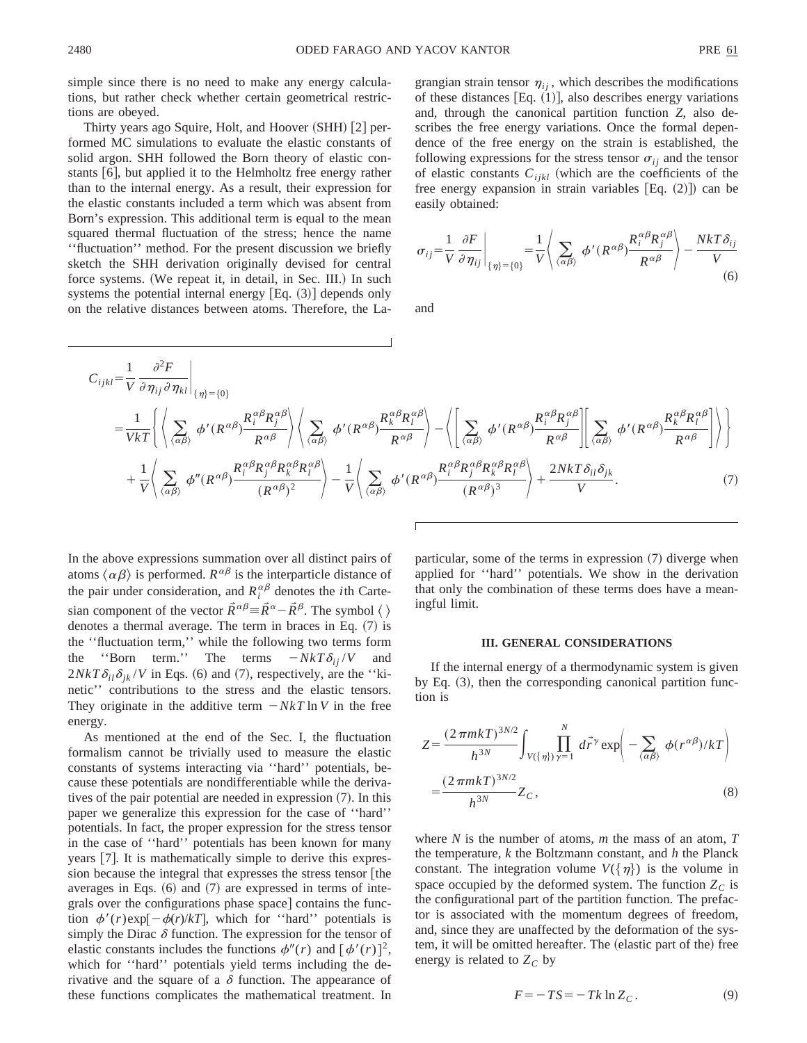simple since there is no need to make any energy calculations, but rather check whether certain geometrical restrictions are obeyed.

Thirty years ago Squire, Holt, and Hoover (SHH) [2] performed MC simulations to evaluate the elastic constants of solid argon. SHH followed the Born theory of elastic constants [6], but applied it to the Helmholtz free energy rather than to the internal energy. As a result, their expression for the elastic constants included a term which was absent from Born's expression. This additional term is equal to the mean squared thermal fluctuation of the stress; hence the name ''fluctuation'' method. For the present discussion we briefly sketch the SHH derivation originally devised for central force systems. (We repeat it, in detail, in Sec. III.) In such systems the potential internal energy [Eq. (3)] depends only on the relative distances between atoms. Therefore, the Lagrangian strain tensor $\eta_{ij}$, which describes the modifications of these distances [Eq. (1)], also describes energy variations and, through the canonical partition function $Z$, also describes the free energy variations. Once the formal dependence of the free energy on the strain is established, the following expressions for the stress tensor $\sigma_{ij}$ and the tensor of elastic constants $C_{ijkl}$ (which are the coefficients of the free energy expansion in strain variables [Eq. (2)]) can be easily obtained:

$$\sigma_{ij}=\frac{1}{V}\left.\frac{\partial F}{\partial \eta_{ij}}\right|_{\{\eta\}=\{0\}}=\frac{1}{V}\left\langle \sum_{\langle\alpha\beta\rangle}\phi'(R^{\alpha\beta})\frac{R_i^{\alpha\beta}R_j^{\alpha\beta}}{R^{\alpha\beta}}\right\rangle-\frac{NkT\delta_{ij}}{V} \tag{6}$$

and

$$\begin{aligned}C_{ijkl}&=\frac{1}{V}\left.\frac{\partial^2 F}{\partial \eta_{ij}\partial \eta_{kl}}\right|_{\{\eta\}=\{0\}}\\&=\frac{1}{VkT}\left\{\left\langle \sum_{\langle\alpha\beta\rangle}\phi'(R^{\alpha\beta})\frac{R_i^{\alpha\beta}R_j^{\alpha\beta}}{R^{\alpha\beta}}\right\rangle\left\langle \sum_{\langle\alpha\beta\rangle}\phi'(R^{\alpha\beta})\frac{R_k^{\alpha\beta}R_l^{\alpha\beta}}{R^{\alpha\beta}}\right\rangle-\left\langle\left[\sum_{\langle\alpha\beta\rangle}\phi'(R^{\alpha\beta})\frac{R_i^{\alpha\beta}R_j^{\alpha\beta}}{R^{\alpha\beta}}\right]\left[\sum_{\langle\alpha\beta\rangle}\phi'(R^{\alpha\beta})\frac{R_k^{\alpha\beta}R_l^{\alpha\beta}}{R^{\alpha\beta}}\right]\right\rangle\right\}\\&\quad+\frac{1}{V}\left\langle\sum_{\langle\alpha\beta\rangle}\phi''(R^{\alpha\beta})\frac{R_i^{\alpha\beta}R_j^{\alpha\beta}R_k^{\alpha\beta}R_l^{\alpha\beta}}{(R^{\alpha\beta})^2}\right\rangle-\frac{1}{V}\left\langle\sum_{\langle\alpha\beta\rangle}\phi'(R^{\alpha\beta})\frac{R_i^{\alpha\beta}R_j^{\alpha\beta}R_k^{\alpha\beta}R_l^{\alpha\beta}}{(R^{\alpha\beta})^3}\right\rangle+\frac{2NkT\delta_{il}\delta_{jk}}{V}.\end{aligned} \tag{7}$$

In the above expressions summation over all distinct pairs of atoms $\langle\alpha\beta\rangle$ is performed. $R^{\alpha\beta}$ is the interparticle distance of the pair under consideration, and $R_i^{\alpha\beta}$ denotes the $i$th Cartesian component of the vector $\vec{R}^{\alpha\beta}\equiv\vec{R}^{\alpha}-\vec{R}^{\beta}$. The symbol $\langle\ \rangle$ denotes a thermal average. The term in braces in Eq. (7) is the ''fluctuation term,'' while the following two terms form the ''Born term.'' The terms $-NkT\delta_{ij}/V$ and $2NkT\delta_{il}\delta_{jk}/V$ in Eqs. (6) and (7), respectively, are the ''kinetic'' contributions to the stress and the elastic tensors. They originate in the additive term $-NkT\ln V$ in the free energy.

As mentioned at the end of the Sec. I, the fluctuation formalism cannot be trivially used to measure the elastic constants of systems interacting via ''hard'' potentials, because these potentials are nondifferentiable while the derivatives of the pair potential are needed in expression (7). In this paper we generalize this expression for the case of ''hard'' potentials. In fact, the proper expression for the stress tensor in the case of ''hard'' potentials has been known for many years [7]. It is mathematically simple to derive this expression because the integral that expresses the stress tensor [the averages in Eqs. (6) and (7) are expressed in terms of integrals over the configurations phase space] contains the function $\phi'(r)\exp[-\phi(r)/kT]$, which for ''hard'' potentials is simply the Dirac $\delta$ function. The expression for the tensor of elastic constants includes the functions $\phi''(r)$ and $[\phi'(r)]^2$, which for ''hard'' potentials yield terms including the derivative and the square of a $\delta$ function. The appearance of these functions complicates the mathematical treatment. In particular, some of the terms in expression (7) diverge when applied for ''hard'' potentials. We show in the derivation that only the combination of these terms does have a meaningful limit.

### III. GENERAL CONSIDERATIONS

If the internal energy of a thermodynamic system is given by Eq. (3), then the corresponding canonical partition function is

$$\begin{aligned}Z&=\frac{(2\pi mkT)^{3N/2}}{h^{3N}}\int_{V(\{\eta\})}\prod_{\gamma=1}^{N}d\vec{r}^{\gamma}\exp\left(-\sum_{\langle\alpha\beta\rangle}\phi(r^{\alpha\beta})/kT\right)\\&=\frac{(2\pi mkT)^{3N/2}}{h^{3N}}Z_C,\end{aligned} \tag{8}$$

where $N$ is the number of atoms, $m$ the mass of an atom, $T$ the temperature, $k$ the Boltzmann constant, and $h$ the Planck constant. The integration volume $V(\{\eta\})$ is the volume in space occupied by the deformed system. The function $Z_C$ is the configurational part of the partition function. The prefactor is associated with the momentum degrees of freedom, and, since they are unaffected by the deformation of the system, it will be omitted hereafter. The (elastic part of the) free energy is related to $Z_C$ by

$$F=-TS=-Tk\ln Z_C. \tag{9}$$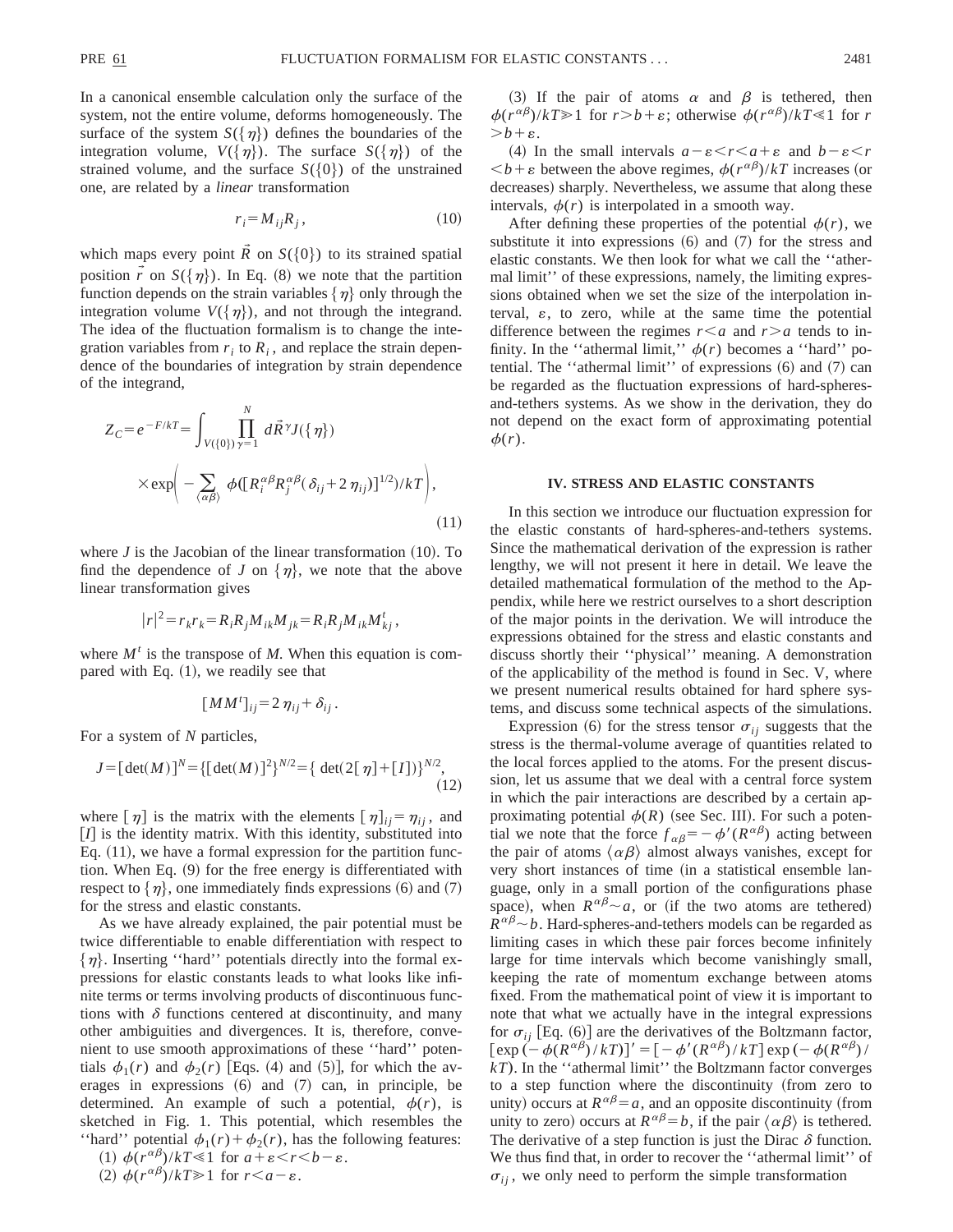In a canonical ensemble calculation only the surface of the system, not the entire volume, deforms homogeneously. The surface of the system $S(\{\eta\})$ defines the boundaries of the integration volume, $V(\{\eta\})$. The surface $S(\{\eta\})$ of the strained volume, and the surface $S(\{0\})$ of the unstrained one, are related by a *linear* transformation

$$r_i = M_{ij} R_j, \tag{10}$$

which maps every point $\vec{R}$ on $S(\{0\})$ to its strained spatial position $\vec{r}$ on $S(\{\eta\})$. In Eq. (8) we note that the partition function depends on the strain variables $\{\eta\}$ only through the integration volume $V(\{\eta\})$, and not through the integrand. The idea of the fluctuation formalism is to change the integration variables from $r_i$ to $R_i$, and replace the strain dependence of the boundaries of integration by strain dependence of the integrand,

$$Z_C = e^{-F/kT} = \int_{V(\{0\})} \prod_{\gamma=1}^{N} d\vec{R}^{\gamma} J(\{\eta\}) \times \exp\left( -\sum_{\langle \alpha\beta \rangle} \phi([R_i^{\alpha\beta} R_j^{\alpha\beta}(\delta_{ij} + 2\eta_{ij})]^{1/2})/kT \right), \tag{11}$$

where $J$ is the Jacobian of the linear transformation (10). To find the dependence of $J$ on $\{\eta\}$, we note that the above linear transformation gives

$$|r|^2 = r_k r_k = R_i R_j M_{ik} M_{jk} = R_i R_j M_{ik} M_{kj}^t,$$

where $M^t$ is the transpose of $M$. When this equation is compared with Eq. (1), we readily see that

$$[MM^t]_{ij} = 2\eta_{ij} + \delta_{ij}.$$

For a system of $N$ particles,

$$J = [\det(M)]^N = \{[\det(M)]^2\}^{N/2} = \{\det(2[\eta] + [I])\}^{N/2}, \tag{12}$$

where $[\eta]$ is the matrix with the elements $[\eta]_{ij} = \eta_{ij}$, and $[I]$ is the identity matrix. With this identity, substituted into Eq. (11), we have a formal expression for the partition function. When Eq. (9) for the free energy is differentiated with respect to $\{\eta\}$, one immediately finds expressions (6) and (7) for the stress and elastic constants.

As we have already explained, the pair potential must be twice differentiable to enable differentiation with respect to $\{\eta\}$. Inserting "hard" potentials directly into the formal expressions for elastic constants leads to what looks like infinite terms or terms involving products of discontinuous functions with $\delta$ functions centered at discontinuity, and many other ambiguities and divergences. It is, therefore, convenient to use smooth approximations of these "hard" potentials $\phi_1(r)$ and $\phi_2(r)$ [Eqs. (4) and (5)], for which the averages in expressions (6) and (7) can, in principle, be determined. An example of such a potential, $\phi(r)$, is sketched in Fig. 1. This potential, which resembles the "hard" potential $\phi_1(r) + \phi_2(r)$, has the following features:

(1) $\phi(r^{\alpha\beta})/kT \ll 1$ for $a + \varepsilon < r < b - \varepsilon$.

(2) $\phi(r^{\alpha\beta})/kT \gg 1$ for $r < a - \varepsilon$.

(3) If the pair of atoms $\alpha$ and $\beta$ is tethered, then $\phi(r^{\alpha\beta})/kT \gg 1$ for $r > b + \varepsilon$; otherwise $\phi(r^{\alpha\beta})/kT \ll 1$ for $r > b + \varepsilon$.

(4) In the small intervals $a - \varepsilon < r < a + \varepsilon$ and $b - \varepsilon < r < b + \varepsilon$ between the above regimes, $\phi(r^{\alpha\beta})/kT$ increases (or decreases) sharply. Nevertheless, we assume that along these intervals, $\phi(r)$ is interpolated in a smooth way.

After defining these properties of the potential $\phi(r)$, we substitute it into expressions (6) and (7) for the stress and elastic constants. We then look for what we call the "athermal limit" of these expressions, namely, the limiting expressions obtained when we set the size of the interpolation interval, $\varepsilon$, to zero, while at the same time the potential difference between the regimes $r < a$ and $r > a$ tends to infinity. In the "athermal limit," $\phi(r)$ becomes a "hard" potential. The "athermal limit" of expressions (6) and (7) can be regarded as the fluctuation expressions of hard-spheres-and-tethers systems. As we show in the derivation, they do not depend on the exact form of approximating potential $\phi(r)$.

## IV. STRESS AND ELASTIC CONSTANTS

In this section we introduce our fluctuation expression for the elastic constants of hard-spheres-and-tethers systems. Since the mathematical derivation of the expression is rather lengthy, we will not present it here in detail. We leave the detailed mathematical formulation of the method to the Appendix, while here we restrict ourselves to a short description of the major points in the derivation. We will introduce the expressions obtained for the stress and elastic constants and discuss shortly their "physical" meaning. A demonstration of the applicability of the method is found in Sec. V, where we present numerical results obtained for hard sphere systems, and discuss some technical aspects of the simulations.

Expression (6) for the stress tensor $\sigma_{ij}$ suggests that the stress is the thermal-volume average of quantities related to the local forces applied to the atoms. For the present discussion, let us assume that we deal with a central force system in which the pair interactions are described by a certain approximating potential $\phi(R)$ (see Sec. III). For such a potential we note that the force $f_{\alpha\beta} = -\phi'(R^{\alpha\beta})$ acting between the pair of atoms $\langle \alpha\beta \rangle$ almost always vanishes, except for very short instances of time (in a statistical ensemble language, only in a small portion of the configurations phase space), when $R^{\alpha\beta} \sim a$, or (if the two atoms are tethered) $R^{\alpha\beta} \sim b$. Hard-spheres-and-tethers models can be regarded as limiting cases in which these pair forces become infinitely large for time intervals which become vanishingly small, keeping the rate of momentum exchange between atoms fixed. From the mathematical point of view it is important to note that what we actually have in the integral expressions for $\sigma_{ij}$ [Eq. (6)] are the derivatives of the Boltzmann factor, $[\exp(-\phi(R^{\alpha\beta})/kT)]' = [-\phi'(R^{\alpha\beta})/kT]\exp(-\phi(R^{\alpha\beta})/kT)$. In the "athermal limit" the Boltzmann factor converges to a step function where the discontinuity (from zero to unity) occurs at $R^{\alpha\beta} = a$, and an opposite discontinuity (from unity to zero) occurs at $R^{\alpha\beta} = b$, if the pair $\langle \alpha\beta \rangle$ is tethered. The derivative of a step function is just the Dirac $\delta$ function. We thus find that, in order to recover the "athermal limit" of $\sigma_{ij}$, we only need to perform the simple transformation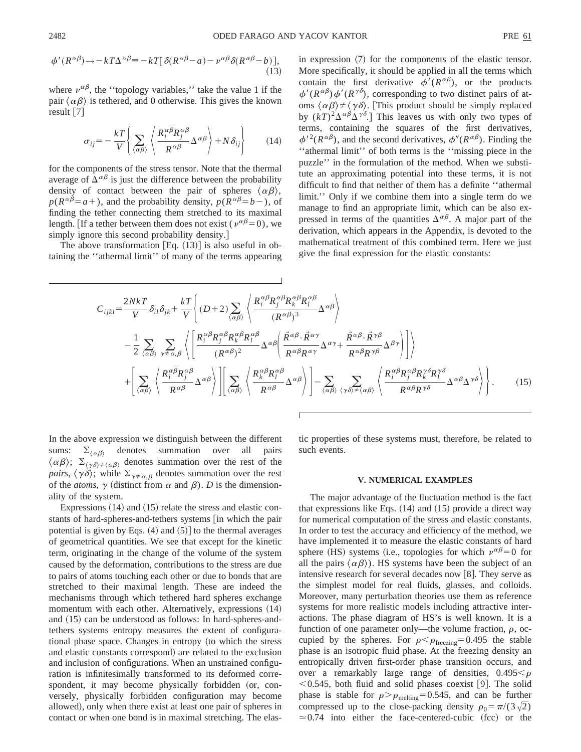$$\phi'(R^{\alpha\beta}) \rightarrow -kT\Delta^{\alpha\beta} \equiv -kT[\delta(R^{\alpha\beta}-a) - \nu^{\alpha\beta}\delta(R^{\alpha\beta}-b)], \tag{13}$$

where $\nu^{\alpha\beta}$, the "topology variables," take the value 1 if the pair $\langle\alpha\beta\rangle$ is tethered, and 0 otherwise. This gives the known result [7]

$$\sigma_{ij} = -\frac{kT}{V}\left\{\sum_{\langle\alpha\beta\rangle}\left\langle\frac{R_i^{\alpha\beta}R_j^{\alpha\beta}}{R^{\alpha\beta}}\Delta^{\alpha\beta}\right\rangle + N\delta_{ij}\right\} \tag{14}$$

for the components of the stress tensor. Note that the thermal average of $\Delta^{\alpha\beta}$ is just the difference between the probability density of contact between the pair of spheres $\langle\alpha\beta\rangle$, $p(R^{\alpha\beta}=a+)$, and the probability density, $p(R^{\alpha\beta}=b-)$, of finding the tether connecting them stretched to its maximal length. [If a tether between them does not exist ($\nu^{\alpha\beta}=0$), we simply ignore this second probability density.]

The above transformation [Eq. (13)] is also useful in obtaining the "athermal limit" of many of the terms appearing in expression (7) for the components of the elastic tensor. More specifically, it should be applied in all the terms which contain the first derivative $\phi'(R^{\alpha\beta})$, or the products $\phi'(R^{\alpha\beta})\phi'(R^{\gamma\delta})$, corresponding to two distinct pairs of atoms $\langle\alpha\beta\rangle \neq \langle\gamma\delta\rangle$. [This product should be simply replaced by $(kT)^2\Delta^{\alpha\beta}\Delta^{\gamma\delta}$.] This leaves us with only two types of terms, containing the squares of the first derivatives, $\phi'^2(R^{\alpha\beta})$, and the second derivatives, $\phi''(R^{\alpha\beta})$. Finding the "athermal limit" of both terms is the "missing piece in the puzzle" in the formulation of the method. When we substitute an approximating potential into these terms, it is not difficult to find that neither of them has a definite "athermal limit." Only if we combine them into a single term do we manage to find an appropriate limit, which can be also expressed in terms of the quantities $\Delta^{\alpha\beta}$. A major part of the derivation, which appears in the Appendix, is devoted to the mathematical treatment of this combined term. Here we just give the final expression for the elastic constants:

$$\begin{aligned}C_{ijkl} = \frac{2NkT}{V}\delta_{il}\delta_{jk} + \frac{kT}{V}\Bigg\{&(D+2)\sum_{\langle\alpha\beta\rangle}\left\langle\frac{R_i^{\alpha\beta}R_j^{\alpha\beta}R_k^{\alpha\beta}R_l^{\alpha\beta}}{(R^{\alpha\beta})^3}\Delta^{\alpha\beta}\right\rangle \\ &-\frac{1}{2}\sum_{\langle\alpha\beta\rangle}\sum_{\gamma\neq\alpha,\beta}\left\langle\left[\frac{R_i^{\alpha\beta}R_j^{\alpha\beta}R_k^{\alpha\beta}R_l^{\alpha\beta}}{(R^{\alpha\beta})^2}\Delta^{\alpha\beta}\left(\frac{\vec{R}^{\alpha\beta}\cdot\vec{R}^{\alpha\gamma}}{R^{\alpha\beta}R^{\alpha\gamma}}\Delta^{\alpha\gamma} + \frac{\vec{R}^{\alpha\beta}\cdot\vec{R}^{\gamma\beta}}{R^{\alpha\beta}R^{\gamma\beta}}\Delta^{\beta\gamma}\right)\right]\right\rangle \\ &+\left[\sum_{\langle\alpha\beta\rangle}\left\langle\frac{R_i^{\alpha\beta}R_j^{\alpha\beta}}{R^{\alpha\beta}}\Delta^{\alpha\beta}\right\rangle\right]\left[\sum_{\langle\alpha\beta\rangle}\left\langle\frac{R_k^{\alpha\beta}R_l^{\alpha\beta}}{R^{\alpha\beta}}\Delta^{\alpha\beta}\right\rangle\right] - \sum_{\langle\alpha\beta\rangle}\sum_{\langle\gamma\delta\rangle\neq\langle\alpha\beta\rangle}\left\langle\frac{R_i^{\alpha\beta}R_j^{\alpha\beta}R_k^{\gamma\delta}R_l^{\gamma\delta}}{R^{\alpha\beta}R^{\gamma\delta}}\Delta^{\alpha\beta}\Delta^{\gamma\delta}\right\rangle\Bigg\}.\end{aligned} \tag{15}$$

In the above expression we distinguish between the different sums: $\Sigma_{\langle\alpha\beta\rangle}$ denotes summation over all pairs $\langle\alpha\beta\rangle$; $\Sigma_{\langle\gamma\delta\rangle\neq\langle\alpha\beta\rangle}$ denotes summation over the rest of the *pairs*, $\langle\gamma\delta\rangle$; while $\Sigma_{\gamma\neq\alpha,\beta}$ denotes summation over the rest of the *atoms*, $\gamma$ (distinct from $\alpha$ and $\beta$). $D$ is the dimensionality of the system.

Expressions (14) and (15) relate the stress and elastic constants of hard-spheres-and-tethers systems [in which the pair potential is given by Eqs. (4) and (5)] to the thermal averages of geometrical quantities. We see that except for the kinetic term, originating in the change of the volume of the system caused by the deformation, contributions to the stress are due to pairs of atoms touching each other or due to bonds that are stretched to their maximal length. These are indeed the mechanisms through which tethered hard spheres exchange momentum with each other. Alternatively, expressions (14) and (15) can be understood as follows: In hard-spheres-and-tethers systems entropy measures the extent of configurational phase space. Changes in entropy (to which the stress and elastic constants correspond) are related to the exclusion and inclusion of configurations. When an unstrained configuration is infinitesimally transformed to its deformed correspondent, it may become physically forbidden (or, conversely, physically forbidden configuration may become allowed), only when there exist at least one pair of spheres in contact or when one bond is in maximal stretching. The elastic properties of these systems must, therefore, be related to such events.

## V. NUMERICAL EXAMPLES

The major advantage of the fluctuation method is the fact that expressions like Eqs. (14) and (15) provide a direct way for numerical computation of the stress and elastic constants. In order to test the accuracy and efficiency of the method, we have implemented it to measure the elastic constants of hard sphere (HS) systems (i.e., topologies for which $\nu^{\alpha\beta}=0$ for all the pairs $\langle\alpha\beta\rangle$). HS systems have been the subject of an intensive research for several decades now [8]. They serve as the simplest model for real fluids, glasses, and colloids. Moreover, many perturbation theories use them as reference systems for more realistic models including attractive interactions. The phase diagram of HS's is well known. It is a function of one parameter only—the volume fraction, $\rho$, occupied by the spheres. For $\rho<\rho_{\rm freezing}=0.495$ the stable phase is an isotropic fluid phase. At the freezing density an entropically driven first-order phase transition occurs, and over a remarkably large range of densities, $0.495<\rho<0.545$, both fluid and solid phases coexist [9]. The solid phase is stable for $\rho>\rho_{\rm melting}=0.545$, and can be further compressed up to the close-packing density $\rho_0=\pi/(3\sqrt{2})\simeq 0.74$ into either the face-centered-cubic (fcc) or the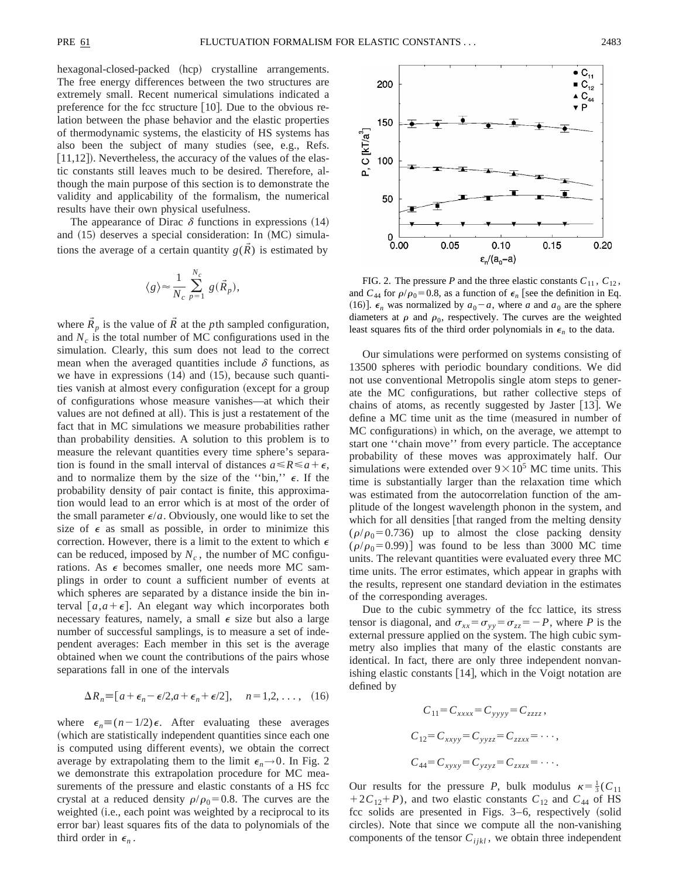hexagonal-closed-packed (hcp) crystalline arrangements. The free energy differences between the two structures are extremely small. Recent numerical simulations indicated a preference for the fcc structure [10]. Due to the obvious relation between the phase behavior and the elastic properties of thermodynamic systems, the elasticity of HS systems has also been the subject of many studies (see, e.g., Refs. [11,12]). Nevertheless, the accuracy of the values of the elastic constants still leaves much to be desired. Therefore, although the main purpose of this section is to demonstrate the validity and applicability of the formalism, the numerical results have their own physical usefulness.

The appearance of Dirac $\delta$ functions in expressions (14) and (15) deserves a special consideration: In (MC) simulations the average of a certain quantity $g(\vec{R})$ is estimated by

$$\langle g \rangle \approx \frac{1}{N_c} \sum_{p=1}^{N_c} g(\vec{R}_p),$$

where $\vec{R}_p$ is the value of $\vec{R}$ at the $p$th sampled configuration, and $N_c$ is the total number of MC configurations used in the simulation. Clearly, this sum does not lead to the correct mean when the averaged quantities include $\delta$ functions, as we have in expressions (14) and (15), because such quantities vanish at almost every configuration (except for a group of configurations whose measure vanishes—at which their values are not defined at all). This is just a restatement of the fact that in MC simulations we measure probabilities rather than probability densities. A solution to this problem is to measure the relevant quantities every time sphere's separation is found in the small interval of distances $a \leq R \leq a+\epsilon$, and to normalize them by the size of the "bin," $\epsilon$. If the probability density of pair contact is finite, this approximation would lead to an error which is at most of the order of the small parameter $\epsilon/a$. Obviously, one would like to set the size of $\epsilon$ as small as possible, in order to minimize this correction. However, there is a limit to the extent to which $\epsilon$ can be reduced, imposed by $N_c$, the number of MC configurations. As $\epsilon$ becomes smaller, one needs more MC samplings in order to count a sufficient number of events at which spheres are separated by a distance inside the bin interval $[a,a+\epsilon]$. An elegant way which incorporates both necessary features, namely, a small $\epsilon$ size but also a large number of successful samplings, is to measure a set of independent averages: Each member in this set is the average obtained when we count the contributions of the pairs whose separations fall in one of the intervals

$$\Delta R_n \equiv [a+\epsilon_n-\epsilon/2, a+\epsilon_n+\epsilon/2], \quad n=1,2,\ldots, \quad (16)$$

where $\epsilon_n \equiv (n-1/2)\epsilon$. After evaluating these averages (which are statistically independent quantities since each one is computed using different events), we obtain the correct average by extrapolating them to the limit $\epsilon_n \to 0$. In Fig. 2 we demonstrate this extrapolation procedure for MC measurements of the pressure and elastic constants of a HS fcc crystal at a reduced density $\rho/\rho_0=0.8$. The curves are the weighted (i.e., each point was weighted by a reciprocal to its error bar) least squares fits of the data to polynomials of the third order in $\epsilon_n$.

FIG. 2. The pressure $P$ and the three elastic constants $C_{11}$, $C_{12}$, and $C_{44}$ for $\rho/\rho_0=0.8$, as a function of $\epsilon_n$ [see the definition in Eq. (16)]. $\epsilon_n$ was normalized by $a_0-a$, where $a$ and $a_0$ are the sphere diameters at $\rho$ and $\rho_0$, respectively. The curves are the weighted least squares fits of the third order polynomials in $\epsilon_n$ to the data.

Our simulations were performed on systems consisting of 13500 spheres with periodic boundary conditions. We did not use conventional Metropolis single atom steps to generate the MC configurations, but rather collective steps of chains of atoms, as recently suggested by Jaster [13]. We define a MC time unit as the time (measured in number of MC configurations) in which, on the average, we attempt to start one "chain move" from every particle. The acceptance probability of these moves was approximately half. Our simulations were extended over $9\times10^5$ MC time units. This time is substantially larger than the relaxation time which was estimated from the autocorrelation function of the amplitude of the longest wavelength phonon in the system, and which for all densities [that ranged from the melting density ($\rho/\rho_0=0.736$) up to almost the close packing density ($\rho/\rho_0=0.99$)] was found to be less than 3000 MC time units. The relevant quantities were evaluated every three MC time units. The error estimates, which appear in graphs with the results, represent one standard deviation in the estimates of the corresponding averages.

Due to the cubic symmetry of the fcc lattice, its stress tensor is diagonal, and $\sigma_{xx}=\sigma_{yy}=\sigma_{zz}=-P$, where $P$ is the external pressure applied on the system. The high cubic symmetry also implies that many of the elastic constants are identical. In fact, there are only three independent nonvanishing elastic constants [14], which in the Voigt notation are defined by

$$C_{11}=C_{xxxx}=C_{yyyy}=C_{zzzz},$$

$$C_{12}=C_{xxyy}=C_{yyzz}=C_{zzxx}=\cdots,$$

$$C_{44}=C_{xyxy}=C_{yzyz}=C_{zxzx}=\cdots.$$

Our results for the pressure $P$, bulk modulus $\kappa=\frac{1}{3}(C_{11}+2C_{12}+P)$, and two elastic constants $C_{12}$ and $C_{44}$ of HS fcc solids are presented in Figs. 3–6, respectively (solid circles). Note that since we compute all the non-vanishing components of the tensor $C_{ijkl}$, we obtain three independent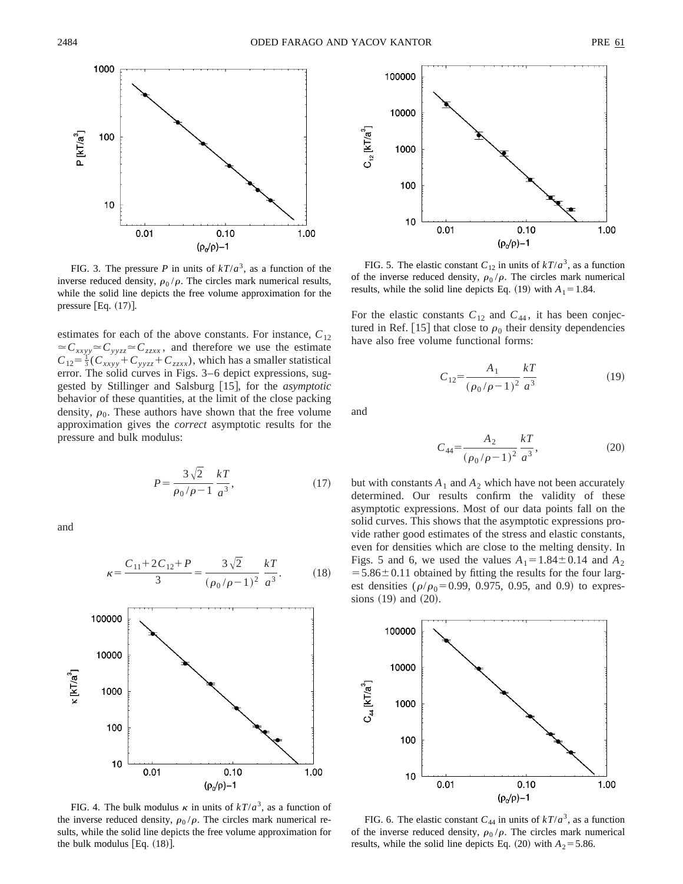FIG. 3. The pressure $P$ in units of $kT/a^3$, as a function of the inverse reduced density, $\rho_0/\rho$. The circles mark numerical results, while the solid line depicts the free volume approximation for the pressure [Eq. (17)].

estimates for each of the above constants. For instance, $C_{12} \simeq C_{xxyy} \simeq C_{yyzz} \simeq C_{zzxx}$, and therefore we use the estimate $C_{12} = \frac{1}{3}(C_{xxyy} + C_{yyzz} + C_{zzxx})$, which has a smaller statistical error. The solid curves in Figs. 3–6 depict expressions, suggested by Stillinger and Salsburg [15], for the *asymptotic* behavior of these quantities, at the limit of the close packing density, $\rho_0$. These authors have shown that the free volume approximation gives the *correct* asymptotic results for the pressure and bulk modulus:

$$P = \frac{3\sqrt{2}}{\rho_0/\rho - 1} \frac{kT}{a^3}, \tag{17}$$

and

$$\kappa = \frac{C_{11} + 2C_{12} + P}{3} = \frac{3\sqrt{2}}{(\rho_0/\rho - 1)^2} \frac{kT}{a^3}. \tag{18}$$

FIG. 4. The bulk modulus $\kappa$ in units of $kT/a^3$, as a function of the inverse reduced density, $\rho_0/\rho$. The circles mark numerical results, while the solid line depicts the free volume approximation for the bulk modulus [Eq. (18)].

FIG. 5. The elastic constant $C_{12}$ in units of $kT/a^3$, as a function of the inverse reduced density, $\rho_0/\rho$. The circles mark numerical results, while the solid line depicts Eq. (19) with $A_1 = 1.84$.

For the elastic constants $C_{12}$ and $C_{44}$, it has been conjectured in Ref. [15] that close to $\rho_0$ their density dependencies have also free volume functional forms:

$$C_{12} = \frac{A_1}{(\rho_0/\rho - 1)^2} \frac{kT}{a^3} \tag{19}$$

and

$$C_{44} = \frac{A_2}{(\rho_0/\rho - 1)^2} \frac{kT}{a^3}, \tag{20}$$

but with constants $A_1$ and $A_2$ which have not been accurately determined. Our results confirm the validity of these asymptotic expressions. Most of our data points fall on the solid curves. This shows that the asymptotic expressions provide rather good estimates of the stress and elastic constants, even for densities which are close to the melting density. In Figs. 5 and 6, we used the values $A_1 = 1.84 \pm 0.14$ and $A_2 = 5.86 \pm 0.11$ obtained by fitting the results for the four largest densities ($\rho/\rho_0 = 0.99$, 0.975, 0.95, and 0.9) to expressions (19) and (20).

FIG. 6. The elastic constant $C_{44}$ in units of $kT/a^3$, as a function of the inverse reduced density, $\rho_0/\rho$. The circles mark numerical results, while the solid line depicts Eq. (20) with $A_2 = 5.86$.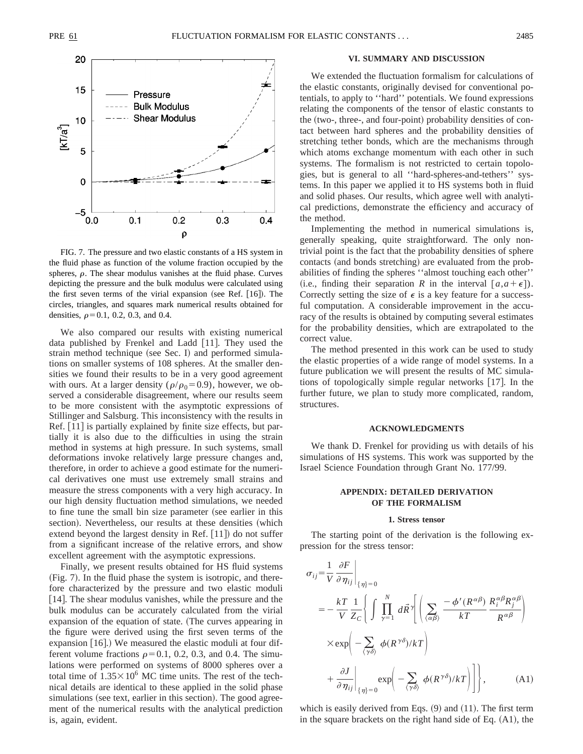FIG. 7. The pressure and two elastic constants of a HS system in the fluid phase as function of the volume fraction occupied by the spheres, $\rho$. The shear modulus vanishes at the fluid phase. Curves depicting the pressure and the bulk modulus were calculated using the first seven terms of the virial expansion (see Ref. [16]). The circles, triangles, and squares mark numerical results obtained for densities, $\rho=0.1$, 0.2, 0.3, and 0.4.

We also compared our results with existing numerical data published by Frenkel and Ladd [11]. They used the strain method technique (see Sec. I) and performed simulations on smaller systems of 108 spheres. At the smaller densities we found their results to be in a very good agreement with ours. At a larger density ($\rho/\rho_0=0.9$), however, we observed a considerable disagreement, where our results seem to be more consistent with the asymptotic expressions of Stillinger and Salsburg. This inconsistency with the results in Ref. [11] is partially explained by finite size effects, but partially it is also due to the difficulties in using the strain method in systems at high pressure. In such systems, small deformations invoke relatively large pressure changes and, therefore, in order to achieve a good estimate for the numerical derivatives one must use extremely small strains and measure the stress components with a very high accuracy. In our high density fluctuation method simulations, we needed to fine tune the small bin size parameter (see earlier in this section). Nevertheless, our results at these densities (which extend beyond the largest density in Ref. [11]) do not suffer from a significant increase of the relative errors, and show excellent agreement with the asymptotic expressions.

Finally, we present results obtained for HS fluid systems (Fig. 7). In the fluid phase the system is isotropic, and therefore characterized by the pressure and two elastic moduli [14]. The shear modulus vanishes, while the pressure and the bulk modulus can be accurately calculated from the virial expansion of the equation of state. (The curves appearing in the figure were derived using the first seven terms of the expansion [16].) We measured the elastic moduli at four different volume fractions $\rho=0.1$, 0.2, 0.3, and 0.4. The simulations were performed on systems of 8000 spheres over a total time of $1.35\times10^{6}$ MC time units. The rest of the technical details are identical to these applied in the solid phase simulations (see text, earlier in this section). The good agreement of the numerical results with the analytical prediction is, again, evident.

## VI. SUMMARY AND DISCUSSION

We extended the fluctuation formalism for calculations of the elastic constants, originally devised for conventional potentials, to apply to "hard" potentials. We found expressions relating the components of the tensor of elastic constants to the (two-, three-, and four-point) probability densities of contact between hard spheres and the probability densities of stretching tether bonds, which are the mechanisms through which atoms exchange momentum with each other in such systems. The formalism is not restricted to certain topologies, but is general to all "hard-spheres-and-tethers" systems. In this paper we applied it to HS systems both in fluid and solid phases. Our results, which agree well with analytical predictions, demonstrate the efficiency and accuracy of the method.

Implementing the method in numerical simulations is, generally speaking, quite straightforward. The only nontrivial point is the fact that the probability densities of sphere contacts (and bonds stretching) are evaluated from the probabilities of finding the spheres "almost touching each other" (i.e., finding their separation $R$ in the interval $[a,a+\epsilon]$). Correctly setting the size of $\epsilon$ is a key feature for a successful computation. A considerable improvement in the accuracy of the results is obtained by computing several estimates for the probability densities, which are extrapolated to the correct value.

The method presented in this work can be used to study the elastic properties of a wide range of model systems. In a future publication we will present the results of MC simulations of topologically simple regular networks [17]. In the further future, we plan to study more complicated, random, structures.

## ACKNOWLEDGMENTS

We thank D. Frenkel for providing us with details of his simulations of HS systems. This work was supported by the Israel Science Foundation through Grant No. 177/99.

## APPENDIX: DETAILED DERIVATION OF THE FORMALISM

### 1. Stress tensor

The starting point of the derivation is the following expression for the stress tensor:

$$\sigma_{ij}=\frac{1}{V}\left.\frac{\partial F}{\partial \eta_{ij}}\right|_{\{\eta\}=0}$$
$$=-\frac{kT}{V}\frac{1}{Z_C}\left\{\int\prod_{\gamma=1}^{N}d\vec{R}^{\gamma}\left[\left(\sum_{\langle\alpha\beta\rangle}\frac{-\phi'(R^{\alpha\beta})}{kT}\frac{R_i^{\alpha\beta}R_j^{\alpha\beta}}{R^{\alpha\beta}}\right)\times\exp\left(-\sum_{\langle\gamma\delta\rangle}\phi(R^{\gamma\delta})/kT\right)+\left.\frac{\partial J}{\partial\eta_{ij}}\right|_{\{\eta\}=0}\exp\left(-\sum_{\langle\gamma\delta\rangle}\phi(R^{\gamma\delta})/kT\right)\right]\right\},\qquad\text{(A1)}$$

which is easily derived from Eqs. (9) and (11). The first term in the square brackets on the right hand side of Eq. (A1), the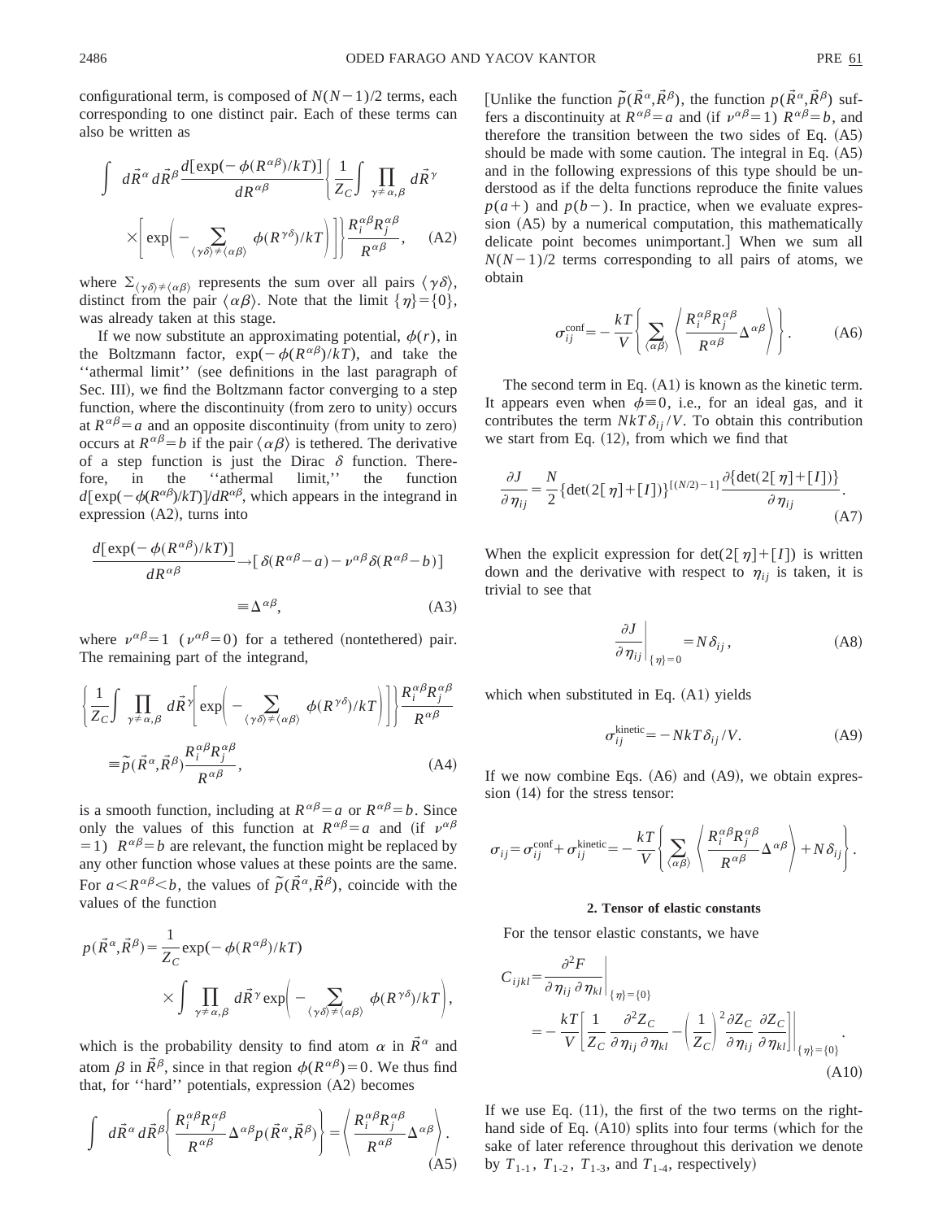configurational term, is composed of $N(N-1)/2$ terms, each corresponding to one distinct pair. Each of these terms can also be written as

$$\int d\vec{R}^{\alpha}\, d\vec{R}^{\beta} \frac{d[\exp(-\phi(R^{\alpha\beta})/kT)]}{dR^{\alpha\beta}} \left\{ \frac{1}{Z_C} \int \prod_{\gamma \neq \alpha,\beta} d\vec{R}^{\gamma} \times \left[ \exp\left( - \sum_{\langle\gamma\delta\rangle \neq \langle\alpha\beta\rangle} \phi(R^{\gamma\delta})/kT \right) \right] \right\} \frac{R_i^{\alpha\beta} R_j^{\alpha\beta}}{R^{\alpha\beta}}, \tag{A2}$$

where $\Sigma_{\langle\gamma\delta\rangle \neq \langle\alpha\beta\rangle}$ represents the sum over all pairs $\langle\gamma\delta\rangle$, distinct from the pair $\langle\alpha\beta\rangle$. Note that the limit $\{\eta\}=\{0\}$, was already taken at this stage.

If we now substitute an approximating potential, $\phi(r)$, in the Boltzmann factor, $\exp(-\phi(R^{\alpha\beta})/kT)$, and take the ''athermal limit'' (see definitions in the last paragraph of Sec. III), we find the Boltzmann factor converging to a step function, where the discontinuity (from zero to unity) occurs at $R^{\alpha\beta}=a$ and an opposite discontinuity (from unity to zero) occurs at $R^{\alpha\beta}=b$ if the pair $\langle\alpha\beta\rangle$ is tethered. The derivative of a step function is just the Dirac $\delta$ function. Therefore, in the ''athermal limit,'' the function $d[\exp(-\phi(R^{\alpha\beta})/kT)]/dR^{\alpha\beta}$, which appears in the integrand in expression (A2), turns into

$$\frac{d[\exp(-\phi(R^{\alpha\beta})/kT)]}{dR^{\alpha\beta}} \rightarrow [\delta(R^{\alpha\beta}-a) - \nu^{\alpha\beta}\delta(R^{\alpha\beta}-b)] \equiv \Delta^{\alpha\beta}, \tag{A3}$$

where $\nu^{\alpha\beta}=1$ ($\nu^{\alpha\beta}=0$) for a tethered (nontethered) pair. The remaining part of the integrand,

$$\left\{ \frac{1}{Z_C} \int \prod_{\gamma \neq \alpha,\beta} d\vec{R}^{\gamma} \left[ \exp\left( - \sum_{\langle\gamma\delta\rangle \neq \langle\alpha\beta\rangle} \phi(R^{\gamma\delta})/kT \right) \right] \right\} \frac{R_i^{\alpha\beta} R_j^{\alpha\beta}}{R^{\alpha\beta}} \equiv \tilde{p}(\vec{R}^{\alpha},\vec{R}^{\beta}) \frac{R_i^{\alpha\beta} R_j^{\alpha\beta}}{R^{\alpha\beta}}, \tag{A4}$$

is a smooth function, including at $R^{\alpha\beta}=a$ or $R^{\alpha\beta}=b$. Since only the values of this function at $R^{\alpha\beta}=a$ and (if $\nu^{\alpha\beta}=1$) $R^{\alpha\beta}=b$ are relevant, the function might be replaced by any other function whose values at these points are the same. For $a<R^{\alpha\beta}<b$, the values of $\tilde{p}(\vec{R}^{\alpha},\vec{R}^{\beta})$, coincide with the values of the function

$$p(\vec{R}^{\alpha},\vec{R}^{\beta}) = \frac{1}{Z_C} \exp(-\phi(R^{\alpha\beta})/kT) \times \int \prod_{\gamma \neq \alpha,\beta} d\vec{R}^{\gamma} \exp\left( - \sum_{\langle\gamma\delta\rangle \neq \langle\alpha\beta\rangle} \phi(R^{\gamma\delta})/kT \right),$$

which is the probability density to find atom $\alpha$ in $\vec{R}^{\alpha}$ and atom $\beta$ in $\vec{R}^{\beta}$, since in that region $\phi(R^{\alpha\beta})=0$. We thus find that, for ''hard'' potentials, expression (A2) becomes

$$\int d\vec{R}^{\alpha}\, d\vec{R}^{\beta} \left\{ \frac{R_i^{\alpha\beta} R_j^{\alpha\beta}}{R^{\alpha\beta}} \Delta^{\alpha\beta} p(\vec{R}^{\alpha},\vec{R}^{\beta}) \right\} = \left\langle \frac{R_i^{\alpha\beta} R_j^{\alpha\beta}}{R^{\alpha\beta}} \Delta^{\alpha\beta} \right\rangle. \tag{A5}$$

[Unlike the function $\tilde{p}(\vec{R}^{\alpha},\vec{R}^{\beta})$, the function $p(\vec{R}^{\alpha},\vec{R}^{\beta})$ suffers a discontinuity at $R^{\alpha\beta}=a$ and (if $\nu^{\alpha\beta}=1$) $R^{\alpha\beta}=b$, and therefore the transition between the two sides of Eq. (A5) should be made with some caution. The integral in Eq. (A5) and in the following expressions of this type should be understood as if the delta functions reproduce the finite values $p(a+)$ and $p(b-)$. In practice, when we evaluate expression (A5) by a numerical computation, this mathematically delicate point becomes unimportant.] When we sum all $N(N-1)/2$ terms corresponding to all pairs of atoms, we obtain

$$\sigma_{ij}^{\text{conf}} = -\frac{kT}{V} \left\{ \sum_{\langle\alpha\beta\rangle} \left\langle \frac{R_i^{\alpha\beta} R_j^{\alpha\beta}}{R^{\alpha\beta}} \Delta^{\alpha\beta} \right\rangle \right\}. \tag{A6}$$

The second term in Eq. (A1) is known as the kinetic term. It appears even when $\phi \equiv 0$, i.e., for an ideal gas, and it contributes the term $NkT\delta_{ij}/V$. To obtain this contribution we start from Eq. (12), from which we find that

$$\frac{\partial J}{\partial \eta_{ij}} = \frac{N}{2} \{\det(2[\eta]+[I])\}^{[(N/2)-1]} \frac{\partial \{\det(2[\eta]+[I])\}}{\partial \eta_{ij}}. \tag{A7}$$

When the explicit expression for $\det(2[\eta]+[I])$ is written down and the derivative with respect to $\eta_{ij}$ is taken, it is trivial to see that

$$\left. \frac{\partial J}{\partial \eta_{ij}} \right|_{\{\eta\}=0} = N\delta_{ij}, \tag{A8}$$

which when substituted in Eq. (A1) yields

$$\sigma_{ij}^{\text{kinetic}} = -NkT\delta_{ij}/V. \tag{A9}$$

If we now combine Eqs. (A6) and (A9), we obtain expression (14) for the stress tensor:

$$\sigma_{ij} = \sigma_{ij}^{\text{conf}} + \sigma_{ij}^{\text{kinetic}} = -\frac{kT}{V} \left\{ \sum_{\langle\alpha\beta\rangle} \left\langle \frac{R_i^{\alpha\beta} R_j^{\alpha\beta}}{R^{\alpha\beta}} \Delta^{\alpha\beta} \right\rangle + N\delta_{ij} \right\}.$$

### 2. Tensor of elastic constants

For the tensor elastic constants, we have

$$C_{ijkl} = \left. \frac{\partial^2 F}{\partial \eta_{ij}\, \partial \eta_{kl}} \right|_{\{\eta\}=\{0\}} = -\frac{kT}{V} \left[ \frac{1}{Z_C} \frac{\partial^2 Z_C}{\partial \eta_{ij}\, \partial \eta_{kl}} - \left( \frac{1}{Z_C} \right)^2 \frac{\partial Z_C}{\partial \eta_{ij}} \frac{\partial Z_C}{\partial \eta_{kl}} \right] \Bigg|_{\{\eta\}=\{0\}}. \tag{A10}$$

If we use Eq. (11), the first of the two terms on the right-hand side of Eq. (A10) splits into four terms (which for the sake of later reference throughout this derivation we denote by $T_{1\text{-}1}$, $T_{1\text{-}2}$, $T_{1\text{-}3}$, and $T_{1\text{-}4}$, respectively)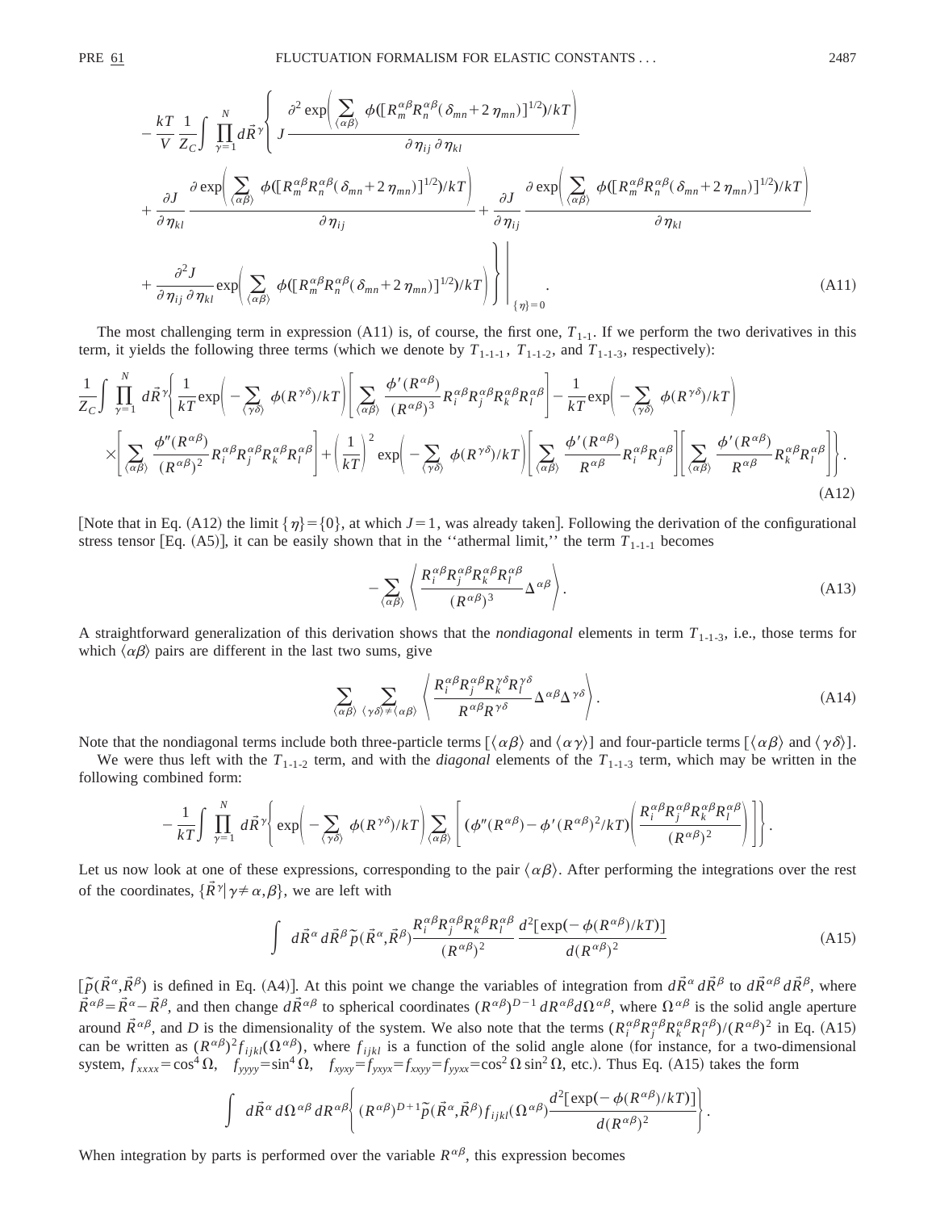$$
-\frac{kT}{V}\frac{1}{Z_C}\int\prod_{\gamma=1}^{N}d\vec{R}^{\gamma}\Bigg\{J\frac{\partial^2\exp\left(\sum_{\langle\alpha\beta\rangle}\phi([R_m^{\alpha\beta}R_n^{\alpha\beta}(\delta_{mn}+2\eta_{mn})]^{1/2})/kT\right)}{\partial\eta_{ij}\,\partial\eta_{kl}}
$$

$$
+\frac{\partial J}{\partial\eta_{kl}}\frac{\partial\exp\left(\sum_{\langle\alpha\beta\rangle}\phi([R_m^{\alpha\beta}R_n^{\alpha\beta}(\delta_{mn}+2\eta_{mn})]^{1/2})/kT\right)}{\partial\eta_{ij}}+\frac{\partial J}{\partial\eta_{ij}}\frac{\partial\exp\left(\sum_{\langle\alpha\beta\rangle}\phi([R_m^{\alpha\beta}R_n^{\alpha\beta}(\delta_{mn}+2\eta_{mn})]^{1/2})/kT\right)}{\partial\eta_{kl}}
$$

$$
+\frac{\partial^2 J}{\partial\eta_{ij}\,\partial\eta_{kl}}\exp\left(\sum_{\langle\alpha\beta\rangle}\phi([R_m^{\alpha\beta}R_n^{\alpha\beta}(\delta_{mn}+2\eta_{mn})]^{1/2})/kT\right)\Bigg\}\Bigg|_{\{\eta\}=0}. \tag{A11}
$$

The most challenging term in expression (A11) is, of course, the first one, $T_{1\text{-}1}$. If we perform the two derivatives in this term, it yields the following three terms (which we denote by $T_{1\text{-}1\text{-}1}$, $T_{1\text{-}1\text{-}2}$, and $T_{1\text{-}1\text{-}3}$, respectively):

$$
\frac{1}{Z_C}\int\prod_{\gamma=1}^{N}d\vec{R}^{\gamma}\Bigg\{\frac{1}{kT}\exp\left(-\sum_{\langle\gamma\delta\rangle}\phi(R^{\gamma\delta})/kT\right)\left[\sum_{\langle\alpha\beta\rangle}\frac{\phi'(R^{\alpha\beta})}{(R^{\alpha\beta})^3}R_i^{\alpha\beta}R_j^{\alpha\beta}R_k^{\alpha\beta}R_l^{\alpha\beta}\right]-\frac{1}{kT}\exp\left(-\sum_{\langle\gamma\delta\rangle}\phi(R^{\gamma\delta})/kT\right)
$$

$$
\times\left[\sum_{\langle\alpha\beta\rangle}\frac{\phi''(R^{\alpha\beta})}{(R^{\alpha\beta})^2}R_i^{\alpha\beta}R_j^{\alpha\beta}R_k^{\alpha\beta}R_l^{\alpha\beta}\right]+\left(\frac{1}{kT}\right)^2\exp\left(-\sum_{\langle\gamma\delta\rangle}\phi(R^{\gamma\delta})/kT\right)\left[\sum_{\langle\alpha\beta\rangle}\frac{\phi'(R^{\alpha\beta})}{R^{\alpha\beta}}R_i^{\alpha\beta}R_j^{\alpha\beta}\right]\left[\sum_{\langle\alpha\beta\rangle}\frac{\phi'(R^{\alpha\beta})}{R^{\alpha\beta}}R_k^{\alpha\beta}R_l^{\alpha\beta}\right]\Bigg\}. \tag{A12}
$$

[Note that in Eq. (A12) the limit $\{\eta\}=\{0\}$, at which $J=1$, was already taken]. Following the derivation of the configurational stress tensor [Eq. (A5)], it can be easily shown that in the ''athermal limit,'' the term $T_{1\text{-}1\text{-}1}$ becomes

$$
-\sum_{\langle\alpha\beta\rangle}\left\langle\frac{R_i^{\alpha\beta}R_j^{\alpha\beta}R_k^{\alpha\beta}R_l^{\alpha\beta}}{(R^{\alpha\beta})^3}\Delta^{\alpha\beta}\right\rangle. \tag{A13}
$$

A straightforward generalization of this derivation shows that the *nondiagonal* elements in term $T_{1\text{-}1\text{-}3}$, i.e., those terms for which $\langle\alpha\beta\rangle$ pairs are different in the last two sums, give

$$
\sum_{\langle\alpha\beta\rangle}\sum_{\langle\gamma\delta\rangle\neq\langle\alpha\beta\rangle}\left\langle\frac{R_i^{\alpha\beta}R_j^{\alpha\beta}R_k^{\gamma\delta}R_l^{\gamma\delta}}{R^{\alpha\beta}R^{\gamma\delta}}\Delta^{\alpha\beta}\Delta^{\gamma\delta}\right\rangle. \tag{A14}
$$

Note that the nondiagonal terms include both three-particle terms [$\langle\alpha\beta\rangle$ and $\langle\alpha\gamma\rangle$] and four-particle terms [$\langle\alpha\beta\rangle$ and $\langle\gamma\delta\rangle$].

We were thus left with the $T_{1\text{-}1\text{-}2}$ term, and with the *diagonal* elements of the $T_{1\text{-}1\text{-}3}$ term, which may be written in the following combined form:

$$
-\frac{1}{kT}\int\prod_{\gamma=1}^{N}d\vec{R}^{\gamma}\left\{\exp\left(-\sum_{\langle\gamma\delta\rangle}\phi(R^{\gamma\delta})/kT\right)\sum_{\langle\alpha\beta\rangle}\left[(\phi''(R^{\alpha\beta})-\phi'(R^{\alpha\beta})^2/kT)\left(\frac{R_i^{\alpha\beta}R_j^{\alpha\beta}R_k^{\alpha\beta}R_l^{\alpha\beta}}{(R^{\alpha\beta})^2}\right)\right]\right\}.
$$

Let us now look at one of these expressions, corresponding to the pair $\langle\alpha\beta\rangle$. After performing the integrations over the rest of the coordinates, $\{\vec{R}^{\gamma}|\gamma\neq\alpha,\beta\}$, we are left with

$$
\int d\vec{R}^{\alpha}d\vec{R}^{\beta}\tilde{p}(\vec{R}^{\alpha},\vec{R}^{\beta})\frac{R_i^{\alpha\beta}R_j^{\alpha\beta}R_k^{\alpha\beta}R_l^{\alpha\beta}}{(R^{\alpha\beta})^2}\frac{d^2[\exp(-\phi(R^{\alpha\beta})/kT)]}{d(R^{\alpha\beta})^2} \tag{A15}
$$

[$\tilde{p}(\vec{R}^{\alpha},\vec{R}^{\beta})$ is defined in Eq. (A4)]. At this point we change the variables of integration from $d\vec{R}^{\alpha}d\vec{R}^{\beta}$ to $d\vec{R}^{\alpha\beta}d\vec{R}^{\beta}$, where $\vec{R}^{\alpha\beta}=\vec{R}^{\alpha}-\vec{R}^{\beta}$, and then change $d\vec{R}^{\alpha\beta}$ to spherical coordinates $(R^{\alpha\beta})^{D-1}dR^{\alpha\beta}d\Omega^{\alpha\beta}$, where $\Omega^{\alpha\beta}$ is the solid angle aperture around $\vec{R}^{\alpha\beta}$, and $D$ is the dimensionality of the system. We also note that the terms $(R_i^{\alpha\beta}R_j^{\alpha\beta}R_k^{\alpha\beta}R_l^{\alpha\beta})/(R^{\alpha\beta})^2$ in Eq. (A15) can be written as $(R^{\alpha\beta})^2f_{ijkl}(\Omega^{\alpha\beta})$, where $f_{ijkl}$ is a function of the solid angle alone (for instance, for a two-dimensional system, $f_{xxxx}=\cos^4\Omega$, $f_{yyyy}=\sin^4\Omega$, $f_{xyxy}=f_{yxyx}=f_{xxyy}=f_{yyxx}=\cos^2\Omega\sin^2\Omega$, etc.). Thus Eq. (A15) takes the form

$$
\int d\vec{R}^{\alpha}d\Omega^{\alpha\beta}dR^{\alpha\beta}\left\{(R^{\alpha\beta})^{D+1}\tilde{p}(\vec{R}^{\alpha},\vec{R}^{\beta})f_{ijkl}(\Omega^{\alpha\beta})\frac{d^2[\exp(-\phi(R^{\alpha\beta})/kT)]}{d(R^{\alpha\beta})^2}\right\}.
$$

When integration by parts is performed over the variable $R^{\alpha\beta}$, this expression becomes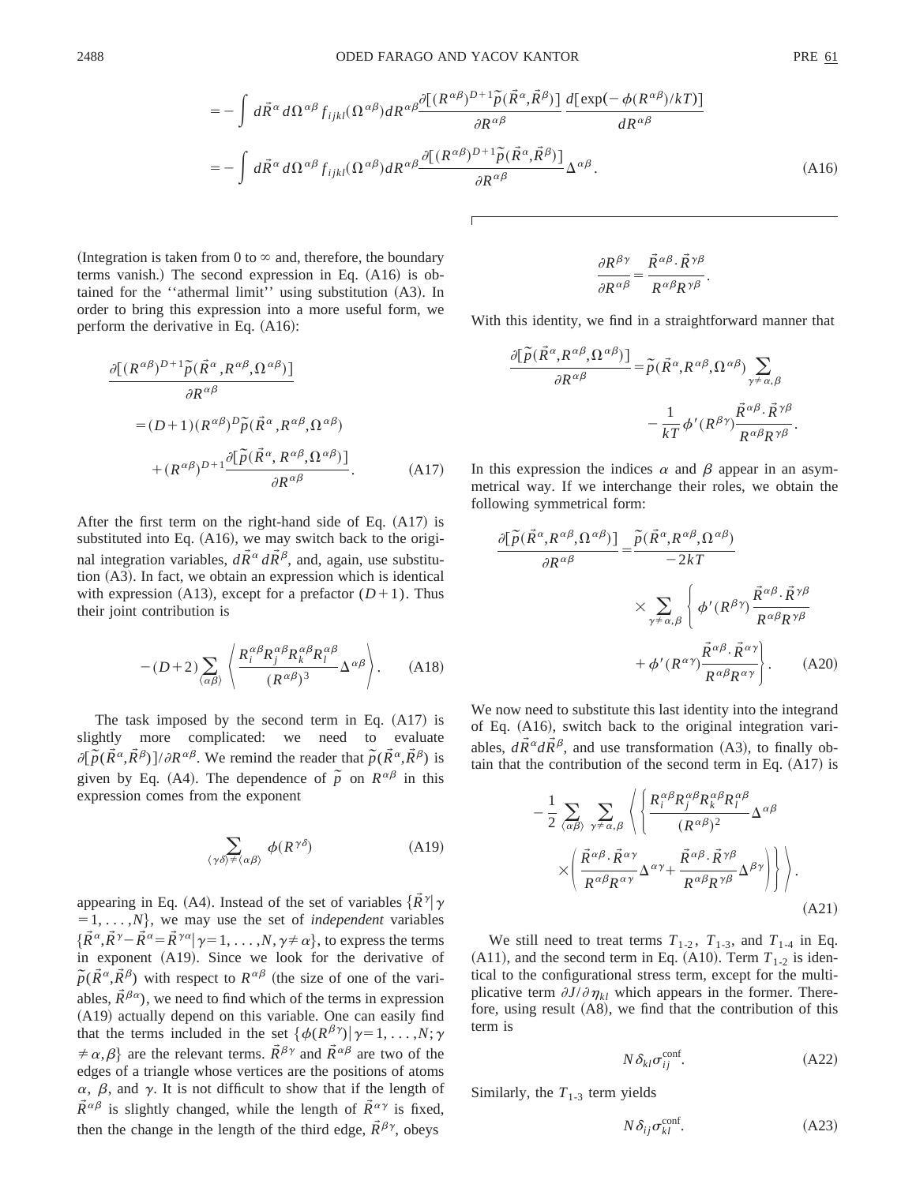$$= -\int d\vec{R}^{\alpha}\, d\Omega^{\alpha\beta} f_{ijkl}(\Omega^{\alpha\beta}) dR^{\alpha\beta} \frac{\partial[(R^{\alpha\beta})^{D+1}\tilde{p}(\vec{R}^{\alpha},\vec{R}^{\beta})]}{\partial R^{\alpha\beta}} \frac{d[\exp(-\phi(R^{\alpha\beta})/kT)]}{dR^{\alpha\beta}}$$

$$= -\int d\vec{R}^{\alpha}\, d\Omega^{\alpha\beta} f_{ijkl}(\Omega^{\alpha\beta}) dR^{\alpha\beta} \frac{\partial[(R^{\alpha\beta})^{D+1}\tilde{p}(\vec{R}^{\alpha},\vec{R}^{\beta})]}{\partial R^{\alpha\beta}} \Delta^{\alpha\beta}. \tag{A16}$$

(Integration is taken from 0 to $\infty$ and, therefore, the boundary terms vanish.) The second expression in Eq. (A16) is obtained for the ''athermal limit'' using substitution (A3). In order to bring this expression into a more useful form, we perform the derivative in Eq. (A16):

$$\frac{\partial[(R^{\alpha\beta})^{D+1}\tilde{p}(\vec{R}^{\alpha},R^{\alpha\beta},\Omega^{\alpha\beta})]}{\partial R^{\alpha\beta}} = (D+1)(R^{\alpha\beta})^{D}\tilde{p}(\vec{R}^{\alpha},R^{\alpha\beta},\Omega^{\alpha\beta}) + (R^{\alpha\beta})^{D+1}\frac{\partial[\tilde{p}(\vec{R}^{\alpha},R^{\alpha\beta},\Omega^{\alpha\beta})]}{\partial R^{\alpha\beta}}. \tag{A17}$$

After the first term on the right-hand side of Eq. (A17) is substituted into Eq. (A16), we may switch back to the original integration variables, $d\vec{R}^{\alpha}\, d\vec{R}^{\beta}$, and, again, use substitution (A3). In fact, we obtain an expression which is identical with expression (A13), except for a prefactor $(D+1)$. Thus their joint contribution is

$$-(D+2)\sum_{\langle\alpha\beta\rangle}\left\langle \frac{R_i^{\alpha\beta}R_j^{\alpha\beta}R_k^{\alpha\beta}R_l^{\alpha\beta}}{(R^{\alpha\beta})^3}\Delta^{\alpha\beta}\right\rangle. \tag{A18}$$

The task imposed by the second term in Eq. (A17) is slightly more complicated: we need to evaluate $\partial[\tilde{p}(\vec{R}^{\alpha},\vec{R}^{\beta})]/\partial R^{\alpha\beta}$. We remind the reader that $\tilde{p}(\vec{R}^{\alpha},\vec{R}^{\beta})$ is given by Eq. (A4). The dependence of $\tilde{p}$ on $R^{\alpha\beta}$ in this expression comes from the exponent

$$\sum_{\langle\gamma\delta\rangle\neq\langle\alpha\beta\rangle}\phi(R^{\gamma\delta}) \tag{A19}$$

appearing in Eq. (A4). Instead of the set of variables $\{\vec{R}^{\gamma}|\gamma=1,\ldots,N\}$, we may use the set of *independent* variables $\{\vec{R}^{\alpha},\vec{R}^{\gamma}-\vec{R}^{\alpha}=\vec{R}^{\gamma\alpha}|\gamma=1,\ldots,N,\gamma\neq\alpha\}$, to express the terms in exponent (A19). Since we look for the derivative of $\tilde{p}(\vec{R}^{\alpha},\vec{R}^{\beta})$ with respect to $R^{\alpha\beta}$ (the size of one of the variables, $\vec{R}^{\beta\alpha}$), we need to find which of the terms in expression (A19) actually depend on this variable. One can easily find that the terms included in the set $\{\phi(R^{\beta\gamma})|\gamma=1,\ldots,N;\gamma\neq\alpha,\beta\}$ are the relevant terms. $\vec{R}^{\beta\gamma}$ and $\vec{R}^{\alpha\beta}$ are two of the edges of a triangle whose vertices are the positions of atoms $\alpha$, $\beta$, and $\gamma$. It is not difficult to show that if the length of $\vec{R}^{\alpha\beta}$ is slightly changed, while the length of $\vec{R}^{\alpha\gamma}$ is fixed, then the change in the length of the third edge, $\vec{R}^{\beta\gamma}$, obeys

$$\frac{\partial R^{\beta\gamma}}{\partial R^{\alpha\beta}} = \frac{\vec{R}^{\alpha\beta}\cdot\vec{R}^{\gamma\beta}}{R^{\alpha\beta}R^{\gamma\beta}}.$$

With this identity, we find in a straightforward manner that

$$\frac{\partial[\tilde{p}(\vec{R}^{\alpha},R^{\alpha\beta},\Omega^{\alpha\beta})]}{\partial R^{\alpha\beta}} = \tilde{p}(\vec{R}^{\alpha},R^{\alpha\beta},\Omega^{\alpha\beta})\sum_{\gamma\neq\alpha,\beta} -\frac{1}{kT}\phi'(R^{\beta\gamma})\frac{\vec{R}^{\alpha\beta}\cdot\vec{R}^{\gamma\beta}}{R^{\alpha\beta}R^{\gamma\beta}}.$$

In this expression the indices $\alpha$ and $\beta$ appear in an asymmetrical way. If we interchange their roles, we obtain the following symmetrical form:

$$\frac{\partial[\tilde{p}(\vec{R}^{\alpha},R^{\alpha\beta},\Omega^{\alpha\beta})]}{\partial R^{\alpha\beta}} = \frac{\tilde{p}(\vec{R}^{\alpha},R^{\alpha\beta},\Omega^{\alpha\beta})}{-2kT}\times\sum_{\gamma\neq\alpha,\beta}\left\{\phi'(R^{\beta\gamma})\frac{\vec{R}^{\alpha\beta}\cdot\vec{R}^{\gamma\beta}}{R^{\alpha\beta}R^{\gamma\beta}} + \phi'(R^{\alpha\gamma})\frac{\vec{R}^{\alpha\beta}\cdot\vec{R}^{\alpha\gamma}}{R^{\alpha\beta}R^{\alpha\gamma}}\right\}. \tag{A20}$$

We now need to substitute this last identity into the integrand of Eq. (A16), switch back to the original integration variables, $d\vec{R}^{\alpha}d\vec{R}^{\beta}$, and use transformation (A3), to finally obtain that the contribution of the second term in Eq. (A17) is

$$-\frac{1}{2}\sum_{\langle\alpha\beta\rangle}\sum_{\gamma\neq\alpha,\beta}\left\langle\left\{\frac{R_i^{\alpha\beta}R_j^{\alpha\beta}R_k^{\alpha\beta}R_l^{\alpha\beta}}{(R^{\alpha\beta})^2}\Delta^{\alpha\beta}\times\left(\frac{\vec{R}^{\alpha\beta}\cdot\vec{R}^{\alpha\gamma}}{R^{\alpha\beta}R^{\alpha\gamma}}\Delta^{\alpha\gamma}+\frac{\vec{R}^{\alpha\beta}\cdot\vec{R}^{\gamma\beta}}{R^{\alpha\beta}R^{\gamma\beta}}\Delta^{\beta\gamma}\right)\right\}\right\rangle. \tag{A21}$$

We still need to treat terms $T_{1\text{-}2}$, $T_{1\text{-}3}$, and $T_{1\text{-}4}$ in Eq. (A11), and the second term in Eq. (A10). Term $T_{1\text{-}2}$ is identical to the configurational stress term, except for the multiplicative term $\partial J/\partial\eta_{kl}$ which appears in the former. Therefore, using result (A8), we find that the contribution of this term is

$$N\delta_{kl}\sigma_{ij}^{\rm conf}. \tag{A22}$$

Similarly, the $T_{1\text{-}3}$ term yields

$$N\delta_{ij}\sigma_{kl}^{\rm conf}. \tag{A23}$$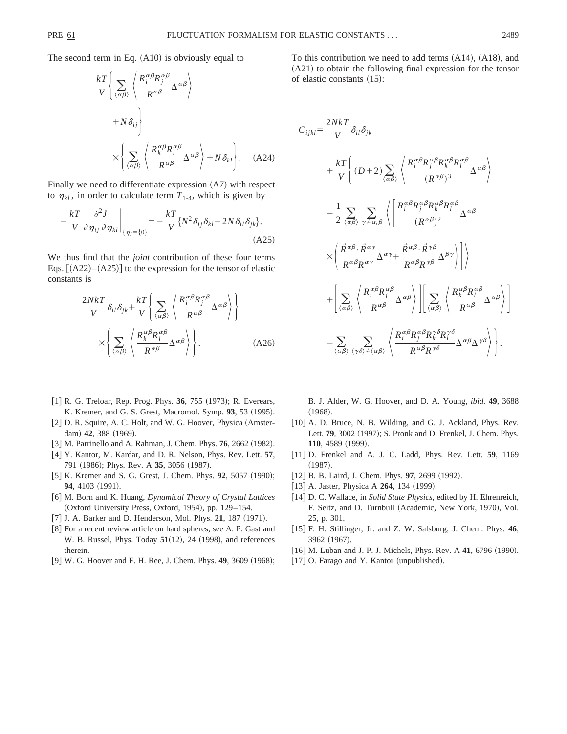The second term in Eq. (A10) is obviously equal to

$$\frac{kT}{V}\left\{\sum_{\langle\alpha\beta\rangle}\left\langle\frac{R_i^{\alpha\beta}R_j^{\alpha\beta}}{R^{\alpha\beta}}\Delta^{\alpha\beta}\right\rangle + N\delta_{ij}\right\} \times\left\{\sum_{\langle\alpha\beta\rangle}\left\langle\frac{R_k^{\alpha\beta}R_l^{\alpha\beta}}{R^{\alpha\beta}}\Delta^{\alpha\beta}\right\rangle + N\delta_{kl}\right\}. \quad \text{(A24)}$$

Finally we need to differentiate expression (A7) with respect to $\eta_{kl}$, in order to calculate term $T_{1\text{-}4}$, which is given by

$$-\frac{kT}{V}\left.\frac{\partial^2 J}{\partial\eta_{ij}\,\partial\eta_{kl}}\right|_{\{\eta\}=\{0\}} = -\frac{kT}{V}\{N^2\delta_{ij}\delta_{kl} - 2N\delta_{il}\delta_{jk}\}. \quad \text{(A25)}$$

We thus find that the *joint* contribution of these four terms Eqs. [(A22)–(A25)] to the expression for the tensor of elastic constants is

$$\frac{2NkT}{V}\delta_{il}\delta_{jk} + \frac{kT}{V}\left\{\sum_{\langle\alpha\beta\rangle}\left\langle\frac{R_i^{\alpha\beta}R_j^{\alpha\beta}}{R^{\alpha\beta}}\Delta^{\alpha\beta}\right\rangle\right\} \times\left\{\sum_{\langle\alpha\beta\rangle}\left\langle\frac{R_k^{\alpha\beta}R_l^{\alpha\beta}}{R^{\alpha\beta}}\Delta^{\alpha\beta}\right\rangle\right\}. \quad \text{(A26)}$$

To this contribution we need to add terms (A14), (A18), and (A21) to obtain the following final expression for the tensor of elastic constants (15):

$$\begin{aligned}
C_{ijkl} = {} & \frac{2NkT}{V}\delta_{il}\delta_{jk} \\
& + \frac{kT}{V}\left\{(D+2)\sum_{\langle\alpha\beta\rangle}\left\langle\frac{R_i^{\alpha\beta}R_j^{\alpha\beta}R_k^{\alpha\beta}R_l^{\alpha\beta}}{(R^{\alpha\beta})^3}\Delta^{\alpha\beta}\right\rangle\right. \\
& - \frac{1}{2}\sum_{\langle\alpha\beta\rangle}\sum_{\gamma\neq\alpha,\beta}\left\langle\left[\frac{R_i^{\alpha\beta}R_j^{\alpha\beta}R_k^{\alpha\beta}R_l^{\alpha\beta}}{(R^{\alpha\beta})^2}\Delta^{\alpha\beta}\right.\right. \\
& \left.\left.\times\left(\frac{\vec{R}^{\alpha\beta}\cdot\vec{R}^{\alpha\gamma}}{R^{\alpha\beta}R^{\alpha\gamma}}\Delta^{\alpha\gamma} + \frac{\vec{R}^{\alpha\beta}\cdot\vec{R}^{\gamma\beta}}{R^{\alpha\beta}R^{\gamma\beta}}\Delta^{\beta\gamma}\right)\right]\right\rangle \\
& + \left[\sum_{\langle\alpha\beta\rangle}\left\langle\frac{R_i^{\alpha\beta}R_j^{\alpha\beta}}{R^{\alpha\beta}}\Delta^{\alpha\beta}\right\rangle\right]\left[\sum_{\langle\alpha\beta\rangle}\left\langle\frac{R_k^{\alpha\beta}R_l^{\alpha\beta}}{R^{\alpha\beta}}\Delta^{\alpha\beta}\right\rangle\right] \\
& \left. - \sum_{\langle\alpha\beta\rangle}\sum_{\langle\gamma\delta\rangle\neq\langle\alpha\beta\rangle}\left\langle\frac{R_i^{\alpha\beta}R_j^{\alpha\beta}R_k^{\gamma\delta}R_l^{\gamma\delta}}{R^{\alpha\beta}R^{\gamma\delta}}\Delta^{\alpha\beta}\Delta^{\gamma\delta}\right\rangle\right\}.
\end{aligned}$$

---

[1] R. G. Treloar, Rep. Prog. Phys. **36**, 755 (1973); R. Everears, K. Kremer, and G. S. Grest, Macromol. Symp. **93**, 53 (1995).

[2] D. R. Squire, A. C. Holt, and W. G. Hoover, Physica (Amsterdam) **42**, 388 (1969).

[3] M. Parrinello and A. Rahman, J. Chem. Phys. **76**, 2662 (1982).

[4] Y. Kantor, M. Kardar, and D. R. Nelson, Phys. Rev. Lett. **57**, 791 (1986); Phys. Rev. A **35**, 3056 (1987).

[5] K. Kremer and S. G. Grest, J. Chem. Phys. **92**, 5057 (1990); **94**, 4103 (1991).

[6] M. Born and K. Huang, *Dynamical Theory of Crystal Lattices* (Oxford University Press, Oxford, 1954), pp. 129–154.

[7] J. A. Barker and D. Henderson, Mol. Phys. **21**, 187 (1971).

[8] For a recent review article on hard spheres, see A. P. Gast and W. B. Russel, Phys. Today **51**(12), 24 (1998), and references therein.

[9] W. G. Hoover and F. H. Ree, J. Chem. Phys. **49**, 3609 (1968); B. J. Alder, W. G. Hoover, and D. A. Young, *ibid.* **49**, 3688 (1968).

[10] A. D. Bruce, N. B. Wilding, and G. J. Ackland, Phys. Rev. Lett. **79**, 3002 (1997); S. Pronk and D. Frenkel, J. Chem. Phys. **110**, 4589 (1999).

[11] D. Frenkel and A. J. C. Ladd, Phys. Rev. Lett. **59**, 1169 (1987).

[12] B. B. Laird, J. Chem. Phys. **97**, 2699 (1992).

[13] A. Jaster, Physica A **264**, 134 (1999).

[14] D. C. Wallace, in *Solid State Physics*, edited by H. Ehrenreich, F. Seitz, and D. Turnbull (Academic, New York, 1970), Vol. 25, p. 301.

[15] F. H. Stillinger, Jr. and Z. W. Salsburg, J. Chem. Phys. **46**, 3962 (1967).

[16] M. Luban and J. P. J. Michels, Phys. Rev. A **41**, 6796 (1990).

[17] O. Farago and Y. Kantor (unpublished).